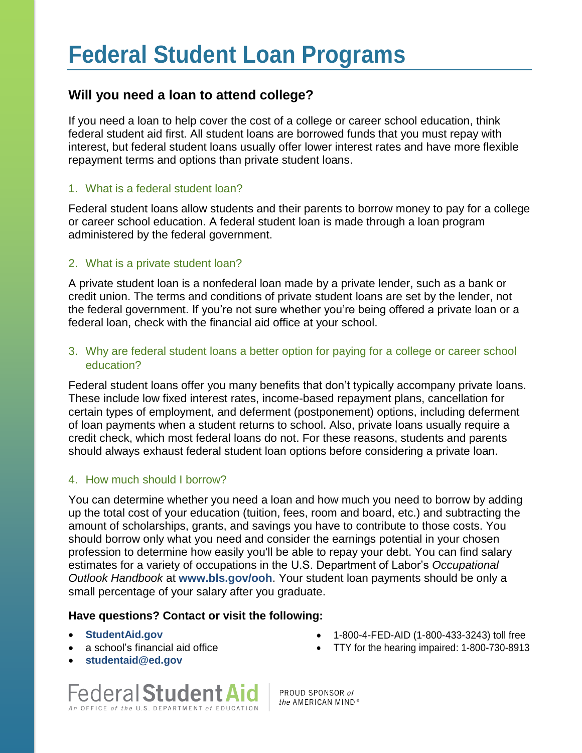# Federal Student Loan Programs

## Will you need a loan to attend college?

If you need a loan to help cover the cost of a college or career school education, think federal student aid first. All student loans are borrowed funds that you must repay with interest, but federal student loans usually offer lower interest rates and have more flexible repayment terms and options than private student loans.

### 1. What is a federal student loan?

Federal student loans allow students and their parents to borrow money to pay for a college or career school education. A federal student loan is made through a loan program administered by the federal government.

### 2. What is a private student loan?

A private student loan is a nonfederal loan made by a private lender, such as a bank or credit union. The terms and conditions of private student loans are set by the lender, not the federal government. If you're not sure whether you're being offered a private loan or a federal loan, check with the financial aid office at your school.

### 3. Why are federal student loans a better option for paying for a college or career school education?

Federal student loans offer you many benefits that don't typically accompany private loans. These include low fixed interest rates, income-based repayment plans, cancellation for certain types of employment, and deferment (postponement) options, including deferment of loan payments when a student returns to school. Also, private loans usually require a credit check, which most federal loans do not. For these reasons, students and parents should always exhaust federal student loan options before considering a private loan.

### 4. How much should I borrow?

You can determine whether you need a loan and how much you need to borrow by adding up the total cost of your education (tuition, fees, room and board, etc.) and subtracting the amount of scholarships, grants, and savings you have to contribute to those costs. You should borrow only what you need and consider the earnings potential in your chosen profession to determine how easily you'll be able to repay your debt. You can find salary estimates for a variety of occupations in the U.S. Department of Labor's *Occupational Outlook Handbook* at **www.bls.gov/ooh**. Your student loan payments should be only a small percentage of your salary after you graduate.

**Have questions? Contact or visit the following:**

- **StudentAid.gov**
- a school's financial aid office
- **studentaid@ed.gov**
- 1-800-4-FED-AID (1-800-433-3243) toll free
- TTY for the hearing impaired: 1-800-730-8913

Federal Student Aid
An OFFICE of the U.S. DEPARTMENT of EDUCATION

PROUD SPONSOR *of the* AMERICAN MIND®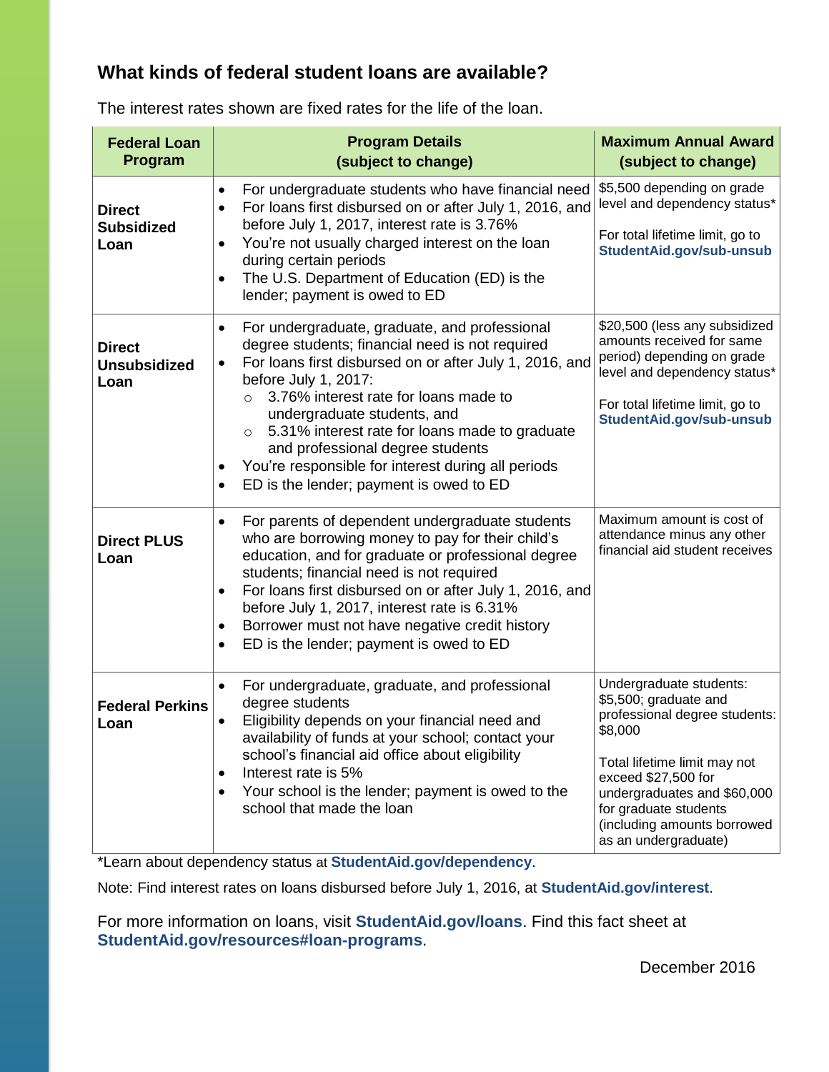## What kinds of federal student loans are available?

The interest rates shown are fixed rates for the life of the loan.

| Federal Loan Program | Program Details (subject to change) | Maximum Annual Award (subject to change) |
|---|---|---|
| **Direct Subsidized Loan** | • For undergraduate students who have financial need<br>• For loans first disbursed on or after July 1, 2016, and before July 1, 2017, interest rate is 3.76%<br>• You're not usually charged interest on the loan during certain periods<br>• The U.S. Department of Education (ED) is the lender; payment is owed to ED | $5,500 depending on grade level and dependency status*<br><br>For total lifetime limit, go to **StudentAid.gov/sub-unsub** |
| **Direct Unsubsidized Loan** | • For undergraduate, graduate, and professional degree students; financial need is not required<br>• For loans first disbursed on or after July 1, 2016, and before July 1, 2017:<br>  ○ 3.76% interest rate for loans made to undergraduate students, and<br>  ○ 5.31% interest rate for loans made to graduate and professional degree students<br>• You're responsible for interest during all periods<br>• ED is the lender; payment is owed to ED | $20,500 (less any subsidized amounts received for same period) depending on grade level and dependency status*<br><br>For total lifetime limit, go to **StudentAid.gov/sub-unsub** |
| **Direct PLUS Loan** | • For parents of dependent undergraduate students who are borrowing money to pay for their child's education, and for graduate or professional degree students; financial need is not required<br>• For loans first disbursed on or after July 1, 2016, and before July 1, 2017, interest rate is 6.31%<br>• Borrower must not have negative credit history<br>• ED is the lender; payment is owed to ED | Maximum amount is cost of attendance minus any other financial aid student receives |
| **Federal Perkins Loan** | • For undergraduate, graduate, and professional degree students<br>• Eligibility depends on your financial need and availability of funds at your school; contact your school's financial aid office about eligibility<br>• Interest rate is 5%<br>• Your school is the lender; payment is owed to the school that made the loan | Undergraduate students: $5,500; graduate and professional degree students: $8,000<br><br>Total lifetime limit may not exceed $27,500 for undergraduates and $60,000 for graduate students (including amounts borrowed as an undergraduate) |

*Learn about dependency status at **StudentAid.gov/dependency**.

Note: Find interest rates on loans disbursed before July 1, 2016, at **StudentAid.gov/interest**.

For more information on loans, visit **StudentAid.gov/loans**. Find this fact sheet at **StudentAid.gov/resources#loan-programs**.

December 2016